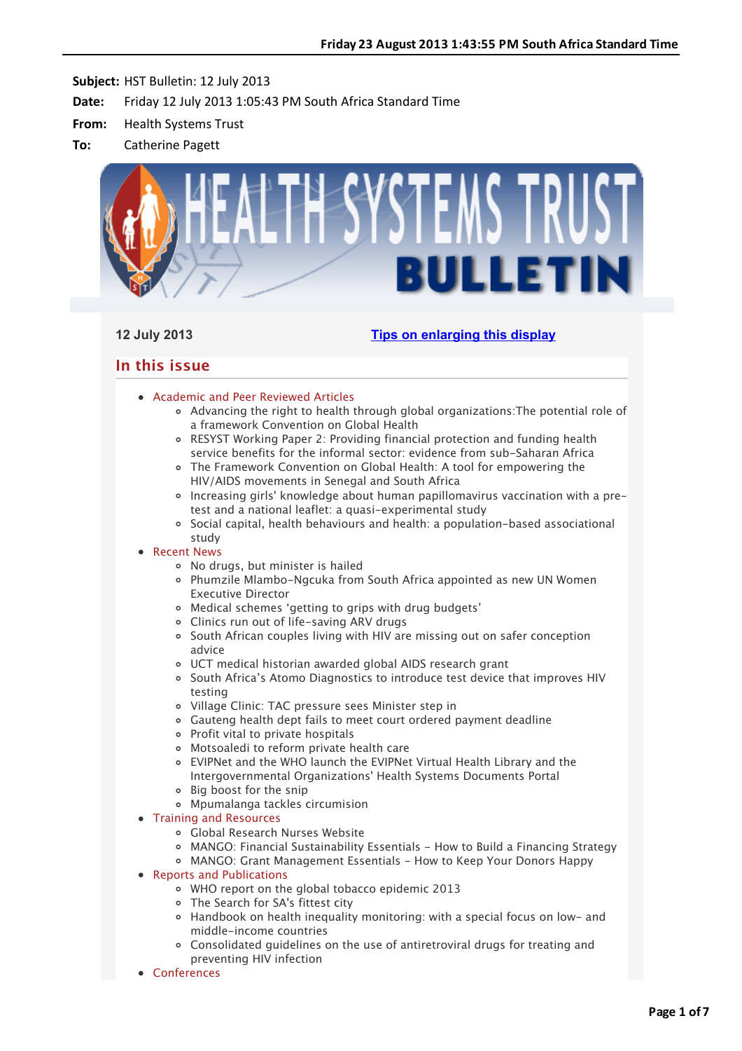Friday 23 August 2013 1:43:55 PM South Africa Standard Time

**Subject:** HST Bulletin: 12 July 2013

**Date:** Friday 12 July 2013 1:05:43 PM South Africa Standard Time

**From:** Health Systems Trust

**To:** Catherine Pagett

HEALTH SYSTEMS TRUST BULLETIN

12 July 2013

Tips on enlarging this display

## In this issue

- Academic and Peer Reviewed Articles
  - Advancing the right to health through global organizations:The potential role of a framework Convention on Global Health
  - RESYST Working Paper 2: Providing financial protection and funding health service benefits for the informal sector: evidence from sub-Saharan Africa
  - The Framework Convention on Global Health: A tool for empowering the HIV/AIDS movements in Senegal and South Africa
  - Increasing girls' knowledge about human papillomavirus vaccination with a pre-test and a national leaflet: a quasi-experimental study
  - Social capital, health behaviours and health: a population-based associational study
- Recent News
  - No drugs, but minister is hailed
  - Phumzile Mlambo-Ngcuka from South Africa appointed as new UN Women Executive Director
  - Medical schemes 'getting to grips with drug budgets'
  - Clinics run out of life-saving ARV drugs
  - South African couples living with HIV are missing out on safer conception advice
  - UCT medical historian awarded global AIDS research grant
  - South Africa's Atomo Diagnostics to introduce test device that improves HIV testing
  - Village Clinic: TAC pressure sees Minister step in
  - Gauteng health dept fails to meet court ordered payment deadline
  - Profit vital to private hospitals
  - Motsoaledi to reform private health care
  - EVIPNet and the WHO launch the EVIPNet Virtual Health Library and the Intergovernmental Organizations' Health Systems Documents Portal
  - Big boost for the snip
  - Mpumalanga tackles circumision
- Training and Resources
  - Global Research Nurses Website
  - MANGO: Financial Sustainability Essentials - How to Build a Financing Strategy
  - MANGO: Grant Management Essentials - How to Keep Your Donors Happy
- Reports and Publications
  - WHO report on the global tobacco epidemic 2013
  - The Search for SA's fittest city
  - Handbook on health inequality monitoring: with a special focus on low- and middle-income countries
  - Consolidated guidelines on the use of antiretroviral drugs for treating and preventing HIV infection
- Conferences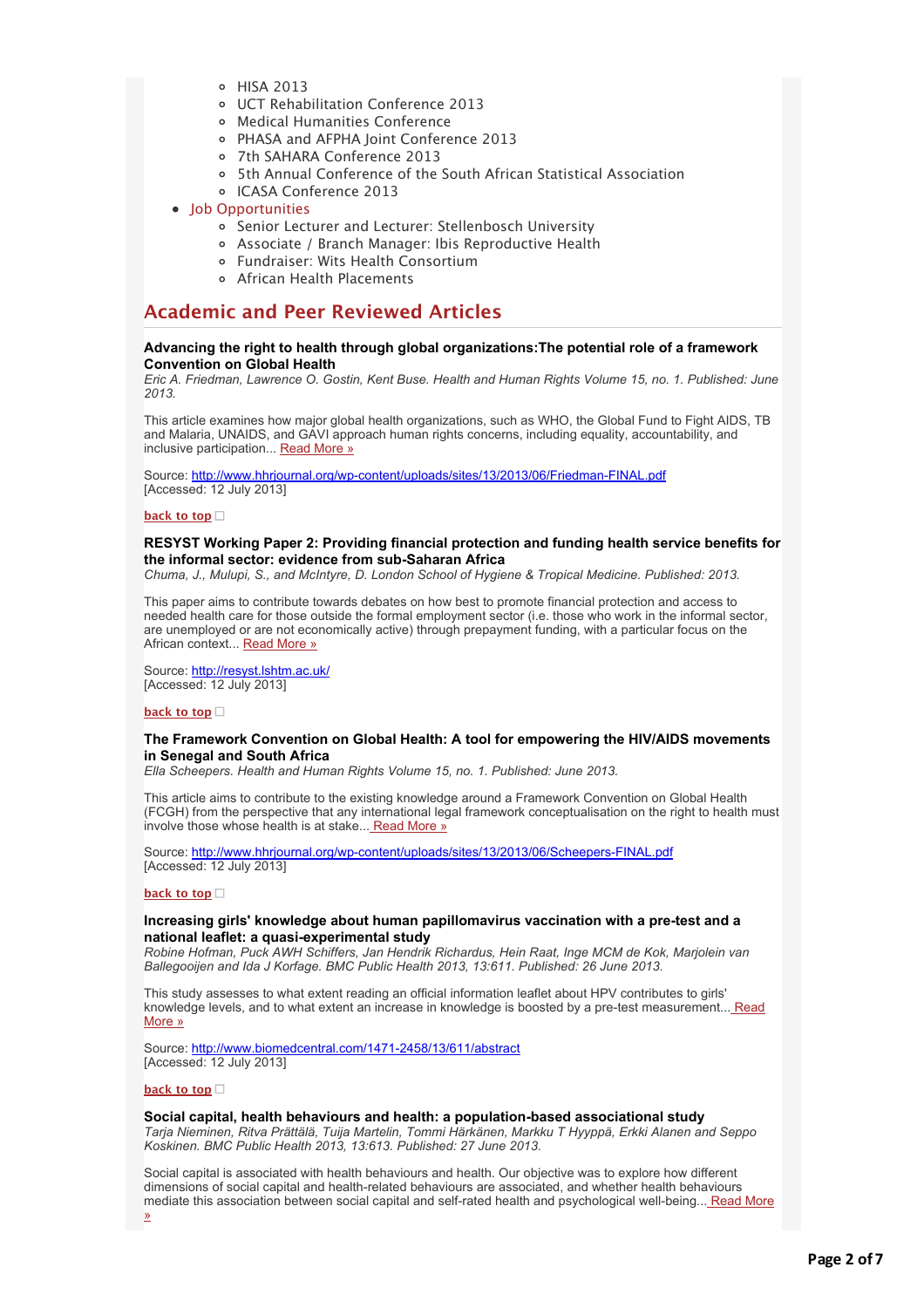- HISA 2013
    - UCT Rehabilitation Conference 2013
    - Medical Humanities Conference
    - PHASA and AFPHA Joint Conference 2013
    - 7th SAHARA Conference 2013
    - 5th Annual Conference of the South African Statistical Association
    - ICASA Conference 2013
- Job Opportunities
    - Senior Lecturer and Lecturer: Stellenbosch University
    - Associate / Branch Manager: Ibis Reproductive Health
    - Fundraiser: Wits Health Consortium
    - African Health Placements

## Academic and Peer Reviewed Articles

**Advancing the right to health through global organizations:The potential role of a framework Convention on Global Health**

*Eric A. Friedman, Lawrence O. Gostin, Kent Buse. Health and Human Rights Volume 15, no. 1. Published: June 2013.*

This article examines how major global health organizations, such as WHO, the Global Fund to Fight AIDS, TB and Malaria, UNAIDS, and GAVI approach human rights concerns, including equality, accountability, and inclusive participation... Read More »

Source: http://www.hhrjournal.org/wp-content/uploads/sites/13/2013/06/Friedman-FINAL.pdf
[Accessed: 12 July 2013]

back to top

**RESYST Working Paper 2: Providing financial protection and funding health service benefits for the informal sector: evidence from sub-Saharan Africa**

*Chuma, J., Mulupi, S., and McIntyre, D. London School of Hygiene & Tropical Medicine. Published: 2013.*

This paper aims to contribute towards debates on how best to promote financial protection and access to needed health care for those outside the formal employment sector (i.e. those who work in the informal sector, are unemployed or are not economically active) through prepayment funding, with a particular focus on the African context... Read More »

Source: http://resyst.lshtm.ac.uk/
[Accessed: 12 July 2013]

back to top

**The Framework Convention on Global Health: A tool for empowering the HIV/AIDS movements in Senegal and South Africa**

*Ella Scheepers. Health and Human Rights Volume 15, no. 1. Published: June 2013.*

This article aims to contribute to the existing knowledge around a Framework Convention on Global Health (FCGH) from the perspective that any international legal framework conceptualisation on the right to health must involve those whose health is at stake... Read More »

Source: http://www.hhrjournal.org/wp-content/uploads/sites/13/2013/06/Scheepers-FINAL.pdf
[Accessed: 12 July 2013]

back to top

**Increasing girls' knowledge about human papillomavirus vaccination with a pre-test and a national leaflet: a quasi-experimental study**

*Robine Hofman, Puck AWH Schiffers, Jan Hendrik Richardus, Hein Raat, Inge MCM de Kok, Marjolein van Ballegooijen and Ida J Korfage. BMC Public Health 2013, 13:611. Published: 26 June 2013.*

This study assesses to what extent reading an official information leaflet about HPV contributes to girls' knowledge levels, and to what extent an increase in knowledge is boosted by a pre-test measurement... Read More »

Source: http://www.biomedcentral.com/1471-2458/13/611/abstract
[Accessed: 12 July 2013]

back to top

**Social capital, health behaviours and health: a population-based associational study**

*Tarja Nieminen, Ritva Prättälä, Tuija Martelin, Tommi Härkänen, Markku T Hyyppä, Erkki Alanen and Seppo Koskinen. BMC Public Health 2013, 13:613. Published: 27 June 2013.*

Social capital is associated with health behaviours and health. Our objective was to explore how different dimensions of social capital and health-related behaviours are associated, and whether health behaviours mediate this association between social capital and self-rated health and psychological well-being... Read More »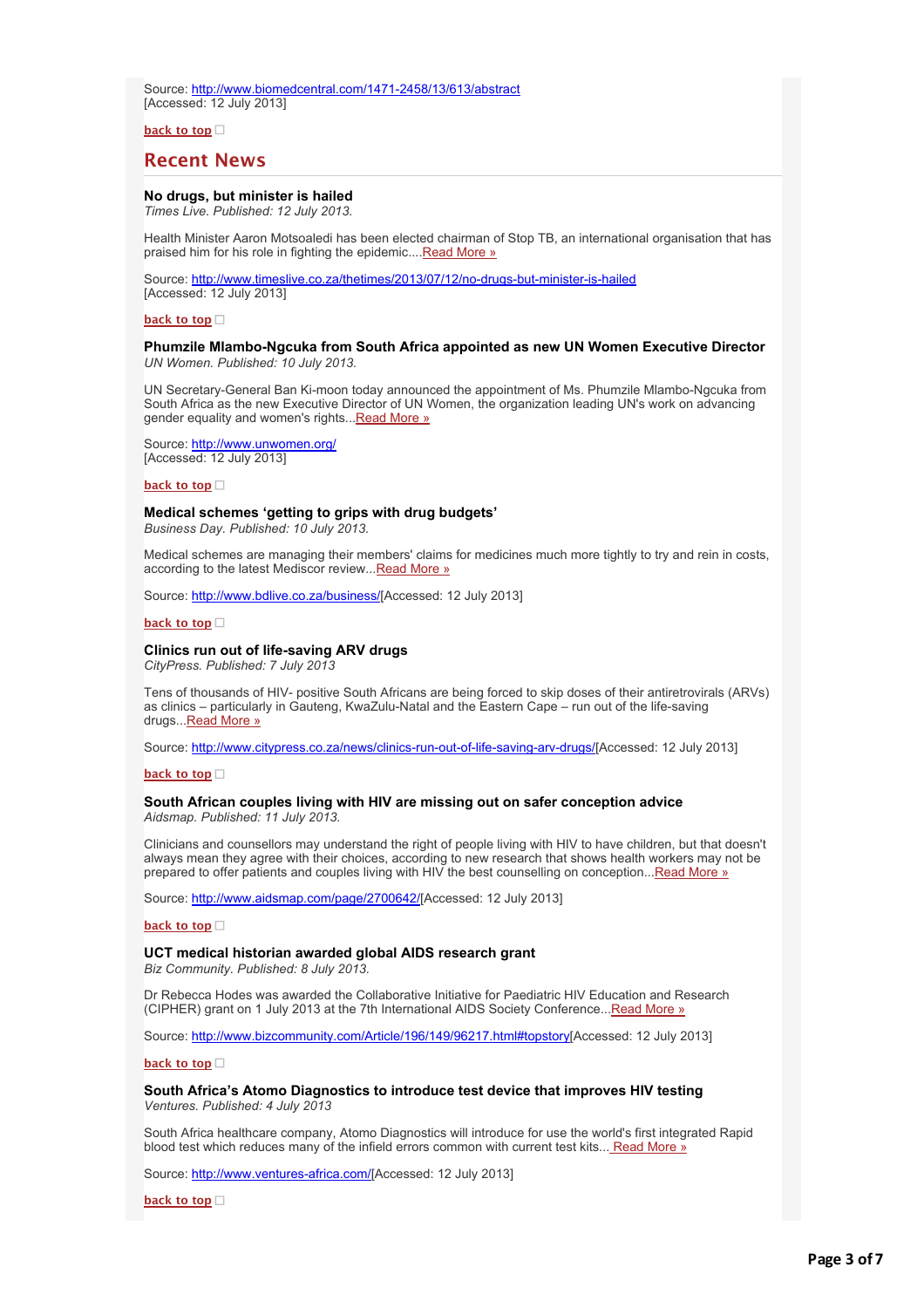Source: http://www.biomedcentral.com/1471-2458/13/613/abstract
[Accessed: 12 July 2013]

**back to top**

## Recent News

**No drugs, but minister is hailed**
*Times Live. Published: 12 July 2013.*

Health Minister Aaron Motsoaledi has been elected chairman of Stop TB, an international organisation that has praised him for his role in fighting the epidemic....Read More »

Source: http://www.timeslive.co.za/thetimes/2013/07/12/no-drugs-but-minister-is-hailed
[Accessed: 12 July 2013]

**back to top**

**Phumzile Mlambo-Ngcuka from South Africa appointed as new UN Women Executive Director**
*UN Women. Published: 10 July 2013.*

UN Secretary-General Ban Ki-moon today announced the appointment of Ms. Phumzile Mlambo-Ngcuka from South Africa as the new Executive Director of UN Women, the organization leading UN's work on advancing gender equality and women's rights...Read More »

Source: http://www.unwomen.org/
[Accessed: 12 July 2013]

**back to top**

**Medical schemes 'getting to grips with drug budgets'**
*Business Day. Published: 10 July 2013.*

Medical schemes are managing their members' claims for medicines much more tightly to try and rein in costs, according to the latest Mediscor review...Read More »

Source: http://www.bdlive.co.za/business/[Accessed: 12 July 2013]

**back to top**

**Clinics run out of life-saving ARV drugs**
*CityPress. Published: 7 July 2013*

Tens of thousands of HIV- positive South Africans are being forced to skip doses of their antiretrovirals (ARVs) as clinics – particularly in Gauteng, KwaZulu-Natal and the Eastern Cape – run out of the life-saving drugs...Read More »

Source: http://www.citypress.co.za/news/clinics-run-out-of-life-saving-arv-drugs/[Accessed: 12 July 2013]

**back to top**

**South African couples living with HIV are missing out on safer conception advice**
*Aidsmap. Published: 11 July 2013.*

Clinicians and counsellors may understand the right of people living with HIV to have children, but that doesn't always mean they agree with their choices, according to new research that shows health workers may not be prepared to offer patients and couples living with HIV the best counselling on conception...Read More »

Source: http://www.aidsmap.com/page/2700642/[Accessed: 12 July 2013]

**back to top**

**UCT medical historian awarded global AIDS research grant**
*Biz Community. Published: 8 July 2013.*

Dr Rebecca Hodes was awarded the Collaborative Initiative for Paediatric HIV Education and Research (CIPHER) grant on 1 July 2013 at the 7th International AIDS Society Conference...Read More »

Source: http://www.bizcommunity.com/Article/196/149/96217.html#topstory[Accessed: 12 July 2013]

**back to top**

**South Africa's Atomo Diagnostics to introduce test device that improves HIV testing**
*Ventures. Published: 4 July 2013*

South Africa healthcare company, Atomo Diagnostics will introduce for use the world's first integrated Rapid blood test which reduces many of the infield errors common with current test kits... Read More »

Source: http://www.ventures-africa.com/[Accessed: 12 July 2013]

**back to top**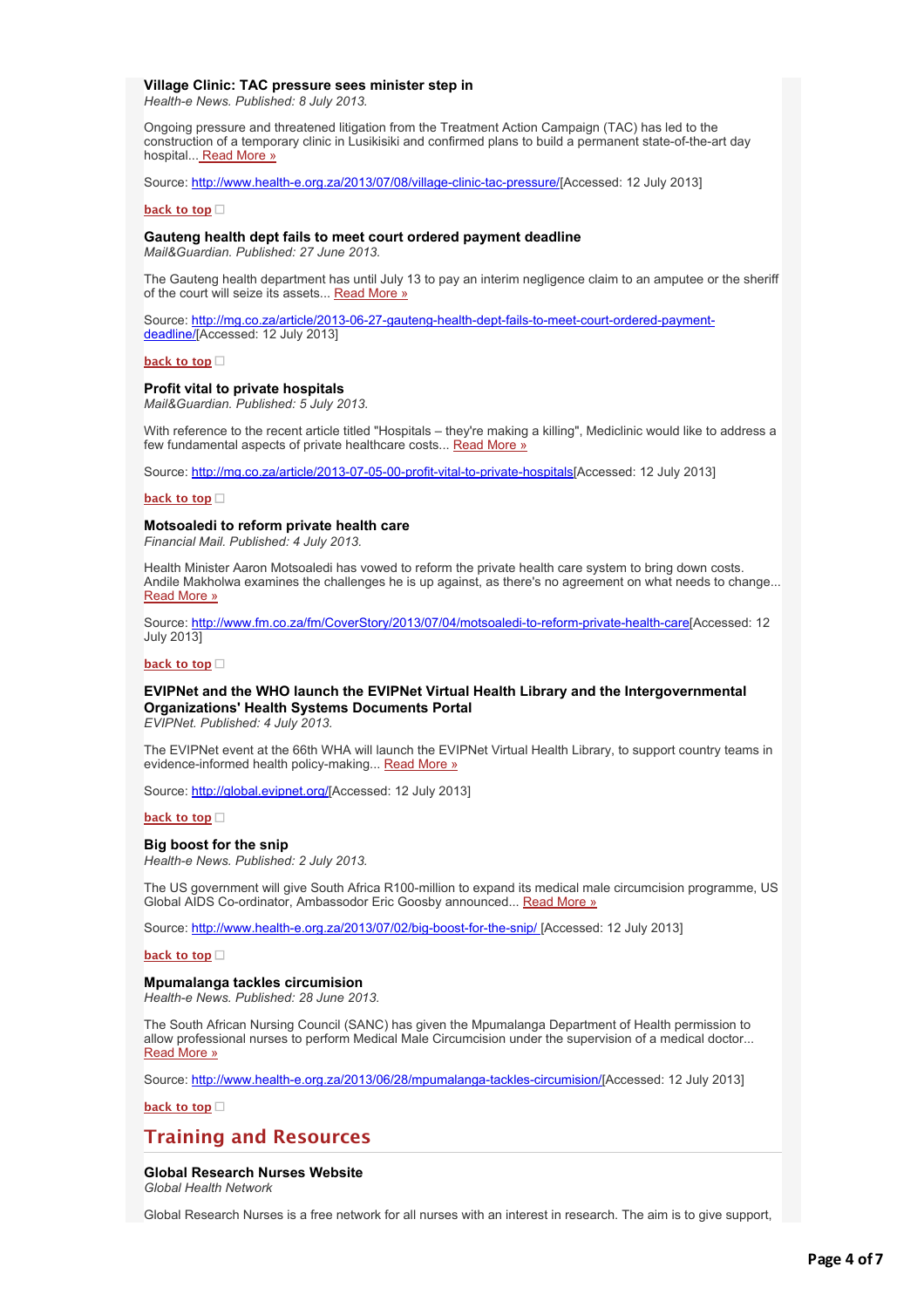### Village Clinic: TAC pressure sees minister step in

*Health-e News. Published: 8 July 2013.*

Ongoing pressure and threatened litigation from the Treatment Action Campaign (TAC) has led to the construction of a temporary clinic in Lusikisiki and confirmed plans to build a permanent state-of-the-art day hospital... Read More »

Source: http://www.health-e.org.za/2013/07/08/village-clinic-tac-pressure/[Accessed: 12 July 2013]

back to top

### Gauteng health dept fails to meet court ordered payment deadline

*Mail&Guardian. Published: 27 June 2013.*

The Gauteng health department has until July 13 to pay an interim negligence claim to an amputee or the sheriff of the court will seize its assets... Read More »

Source: http://mg.co.za/article/2013-06-27-gauteng-health-dept-fails-to-meet-court-ordered-payment-deadline/[Accessed: 12 July 2013]

back to top

### Profit vital to private hospitals

*Mail&Guardian. Published: 5 July 2013.*

With reference to the recent article titled "Hospitals – they're making a killing", Mediclinic would like to address a few fundamental aspects of private healthcare costs... Read More »

Source: http://mg.co.za/article/2013-07-05-00-profit-vital-to-private-hospitals[Accessed: 12 July 2013]

back to top

### Motsoaledi to reform private health care

*Financial Mail. Published: 4 July 2013.*

Health Minister Aaron Motsoaledi has vowed to reform the private health care system to bring down costs. Andile Makholwa examines the challenges he is up against, as there's no agreement on what needs to change... Read More »

Source: http://www.fm.co.za/fm/CoverStory/2013/07/04/motsoaledi-to-reform-private-health-care[Accessed: 12 July 2013]

back to top

### EVIPNet and the WHO launch the EVIPNet Virtual Health Library and the Intergovernmental Organizations' Health Systems Documents Portal

*EVIPNet. Published: 4 July 2013.*

The EVIPNet event at the 66th WHA will launch the EVIPNet Virtual Health Library, to support country teams in evidence-informed health policy-making... Read More »

Source: http://global.evipnet.org/[Accessed: 12 July 2013]

back to top

### Big boost for the snip

*Health-e News. Published: 2 July 2013.*

The US government will give South Africa R100-million to expand its medical male circumcision programme, US Global AIDS Co-ordinator, Ambassodor Eric Goosby announced... Read More »

Source: http://www.health-e.org.za/2013/07/02/big-boost-for-the-snip/ [Accessed: 12 July 2013]

back to top

### Mpumalanga tackles circumision

*Health-e News. Published: 28 June 2013.*

The South African Nursing Council (SANC) has given the Mpumalanga Department of Health permission to allow professional nurses to perform Medical Male Circumcision under the supervision of a medical doctor... Read More »

Source: http://www.health-e.org.za/2013/06/28/mpumalanga-tackles-circumision/[Accessed: 12 July 2013]

back to top

## Training and Resources

### Global Research Nurses Website

*Global Health Network*

Global Research Nurses is a free network for all nurses with an interest in research. The aim is to give support,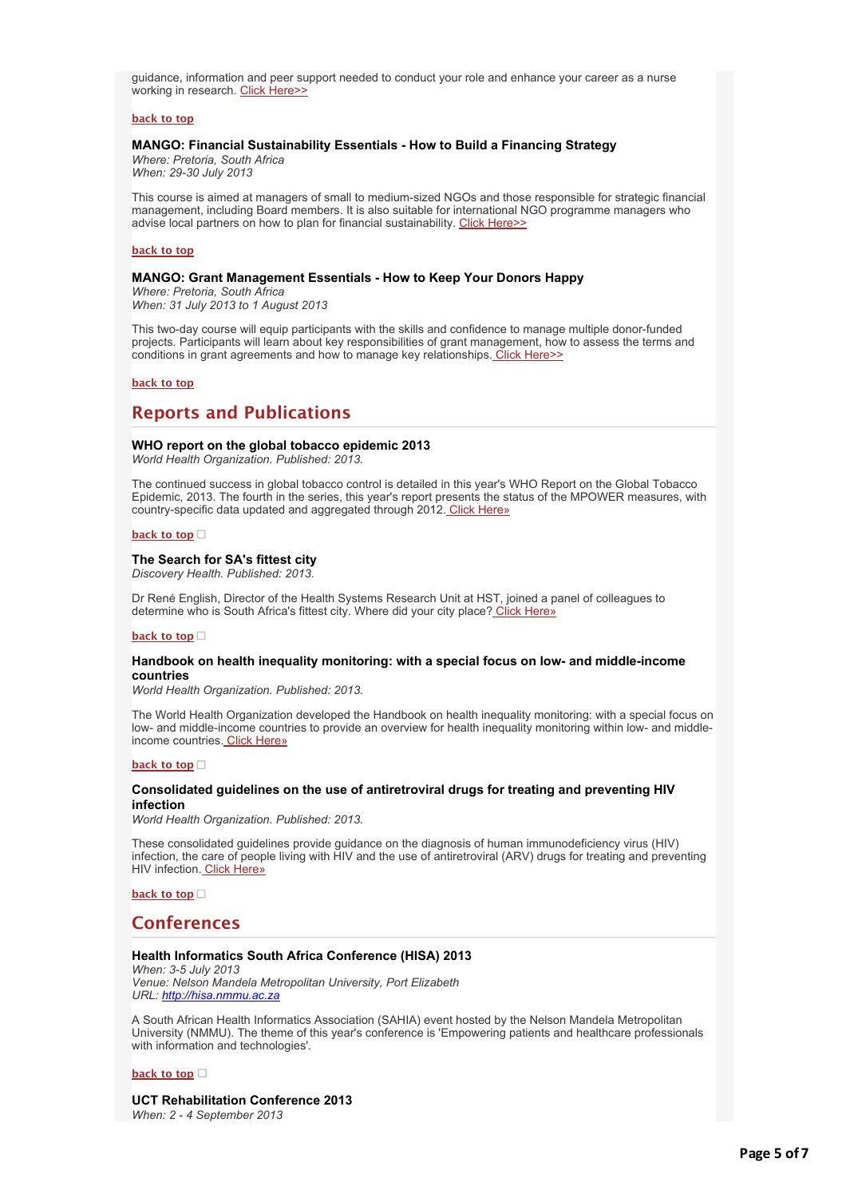guidance, information and peer support needed to conduct your role and enhance your career as a nurse working in research. Click Here>>

**back to top**

### MANGO: Financial Sustainability Essentials - How to Build a Financing Strategy

*Where: Pretoria, South Africa*
*When: 29-30 July 2013*

This course is aimed at managers of small to medium-sized NGOs and those responsible for strategic financial management, including Board members. It is also suitable for international NGO programme managers who advise local partners on how to plan for financial sustainability. Click Here>>

**back to top**

### MANGO: Grant Management Essentials - How to Keep Your Donors Happy

*Where: Pretoria, South Africa*
*When: 31 July 2013 to 1 August 2013*

This two-day course will equip participants with the skills and confidence to manage multiple donor-funded projects. Participants will learn about key responsibilities of grant management, how to assess the terms and conditions in grant agreements and how to manage key relationships. Click Here>>

**back to top**

## Reports and Publications

### WHO report on the global tobacco epidemic 2013

*World Health Organization. Published: 2013.*

The continued success in global tobacco control is detailed in this year's WHO Report on the Global Tobacco Epidemic, 2013. The fourth in the series, this year's report presents the status of the MPOWER measures, with country-specific data updated and aggregated through 2012. Click Here»

**back to top**

### The Search for SA's fittest city

*Discovery Health. Published: 2013.*

Dr René English, Director of the Health Systems Research Unit at HST, joined a panel of colleagues to determine who is South Africa's fittest city. Where did your city place? Click Here»

**back to top**

### Handbook on health inequality monitoring: with a special focus on low- and middle-income countries

*World Health Organization. Published: 2013.*

The World Health Organization developed the Handbook on health inequality monitoring: with a special focus on low- and middle-income countries to provide an overview for health inequality monitoring within low- and middle-income countries. Click Here»

**back to top**

### Consolidated guidelines on the use of antiretroviral drugs for treating and preventing HIV infection

*World Health Organization. Published: 2013.*

These consolidated guidelines provide guidance on the diagnosis of human immunodeficiency virus (HIV) infection, the care of people living with HIV and the use of antiretroviral (ARV) drugs for treating and preventing HIV infection. Click Here»

**back to top**

## Conferences

### Health Informatics South Africa Conference (HISA) 2013

*When: 3-5 July 2013*
*Venue: Nelson Mandela Metropolitan University, Port Elizabeth*
*URL: http://hisa.nmmu.ac.za*

A South African Health Informatics Association (SAHIA) event hosted by the Nelson Mandela Metropolitan University (NMMU). The theme of this year's conference is 'Empowering patients and healthcare professionals with information and technologies'.

**back to top**

### UCT Rehabilitation Conference 2013

*When: 2 - 4 September 2013*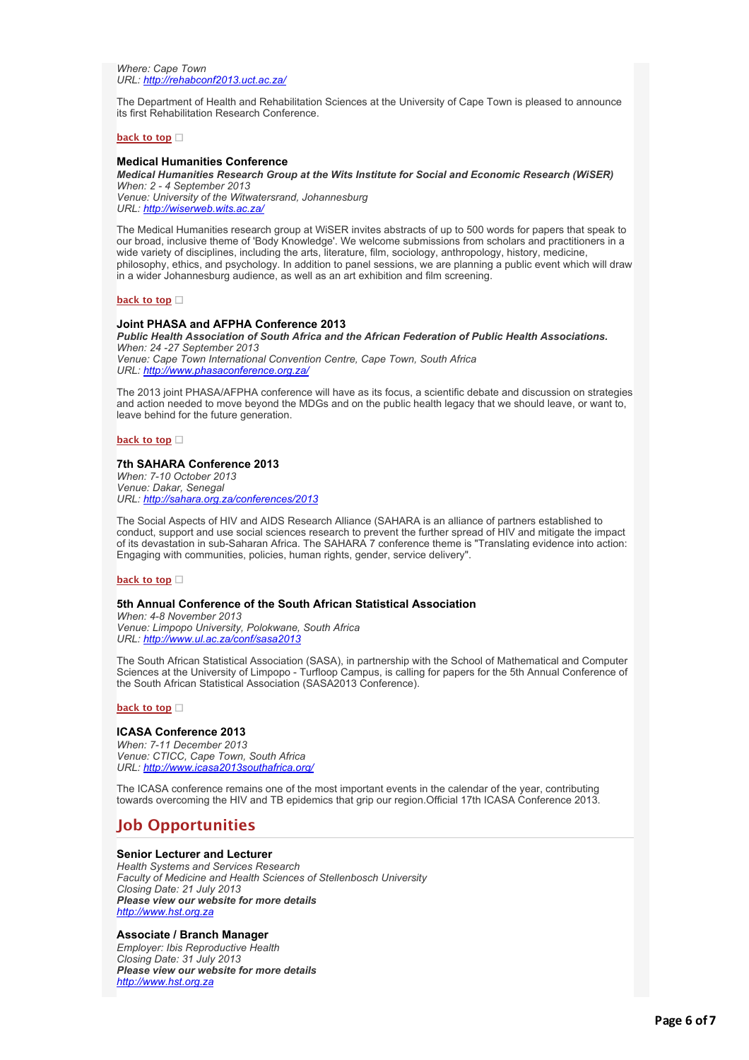*Where: Cape Town*
*URL: [http://rehabconf2013.uct.ac.za/](http://rehabconf2013.uct.ac.za/)*

The Department of Health and Rehabilitation Sciences at the University of Cape Town is pleased to announce its first Rehabilitation Research Conference.

**back to top**

### Medical Humanities Conference

***Medical Humanities Research Group at the Wits Institute for Social and Economic Research (WiSER)***
*When: 2 - 4 September 2013*
*Venue: University of the Witwatersrand, Johannesburg*
*URL: [http://wiserweb.wits.ac.za/](http://wiserweb.wits.ac.za/)*

The Medical Humanities research group at WiSER invites abstracts of up to 500 words for papers that speak to our broad, inclusive theme of 'Body Knowledge'. We welcome submissions from scholars and practitioners in a wide variety of disciplines, including the arts, literature, film, sociology, anthropology, history, medicine, philosophy, ethics, and psychology. In addition to panel sessions, we are planning a public event which will draw in a wider Johannesburg audience, as well as an art exhibition and film screening.

**back to top**

### Joint PHASA and AFPHA Conference 2013

***Public Health Association of South Africa and the African Federation of Public Health Associations.***
*When: 24 -27 September 2013*
*Venue: Cape Town International Convention Centre, Cape Town, South Africa*
*URL: [http://www.phasaconference.org.za/](http://www.phasaconference.org.za/)*

The 2013 joint PHASA/AFPHA conference will have as its focus, a scientific debate and discussion on strategies and action needed to move beyond the MDGs and on the public health legacy that we should leave, or want to, leave behind for the future generation.

**back to top**

### 7th SAHARA Conference 2013

*When: 7-10 October 2013*
*Venue: Dakar, Senegal*
*URL: [http://sahara.org.za/conferences/2013](http://sahara.org.za/conferences/2013)*

The Social Aspects of HIV and AIDS Research Alliance (SAHARA is an alliance of partners established to conduct, support and use social sciences research to prevent the further spread of HIV and mitigate the impact of its devastation in sub-Saharan Africa. The SAHARA 7 conference theme is "Translating evidence into action: Engaging with communities, policies, human rights, gender, service delivery".

**back to top**

### 5th Annual Conference of the South African Statistical Association

*When: 4-8 November 2013*
*Venue: Limpopo University, Polokwane, South Africa*
*URL: [http://www.ul.ac.za/conf/sasa2013](http://www.ul.ac.za/conf/sasa2013)*

The South African Statistical Association (SASA), in partnership with the School of Mathematical and Computer Sciences at the University of Limpopo - Turfloop Campus, is calling for papers for the 5th Annual Conference of the South African Statistical Association (SASA2013 Conference).

**back to top**

### ICASA Conference 2013

*When: 7-11 December 2013*
*Venue: CTICC, Cape Town, South Africa*
*URL: [http://www.icasa2013southafrica.org/](http://www.icasa2013southafrica.org/)*

The ICASA conference remains one of the most important events in the calendar of the year, contributing towards overcoming the HIV and TB epidemics that grip our region.Official 17th ICASA Conference 2013.

## Job Opportunities

### Senior Lecturer and Lecturer

*Health Systems and Services Research*
*Faculty of Medicine and Health Sciences of Stellenbosch University*
*Closing Date: 21 July 2013*
***Please view our website for more details***
*[http://www.hst.org.za](http://www.hst.org.za)*

### Associate / Branch Manager

*Employer: Ibis Reproductive Health*
*Closing Date: 31 July 2013*
***Please view our website for more details***
*[http://www.hst.org.za](http://www.hst.org.za)*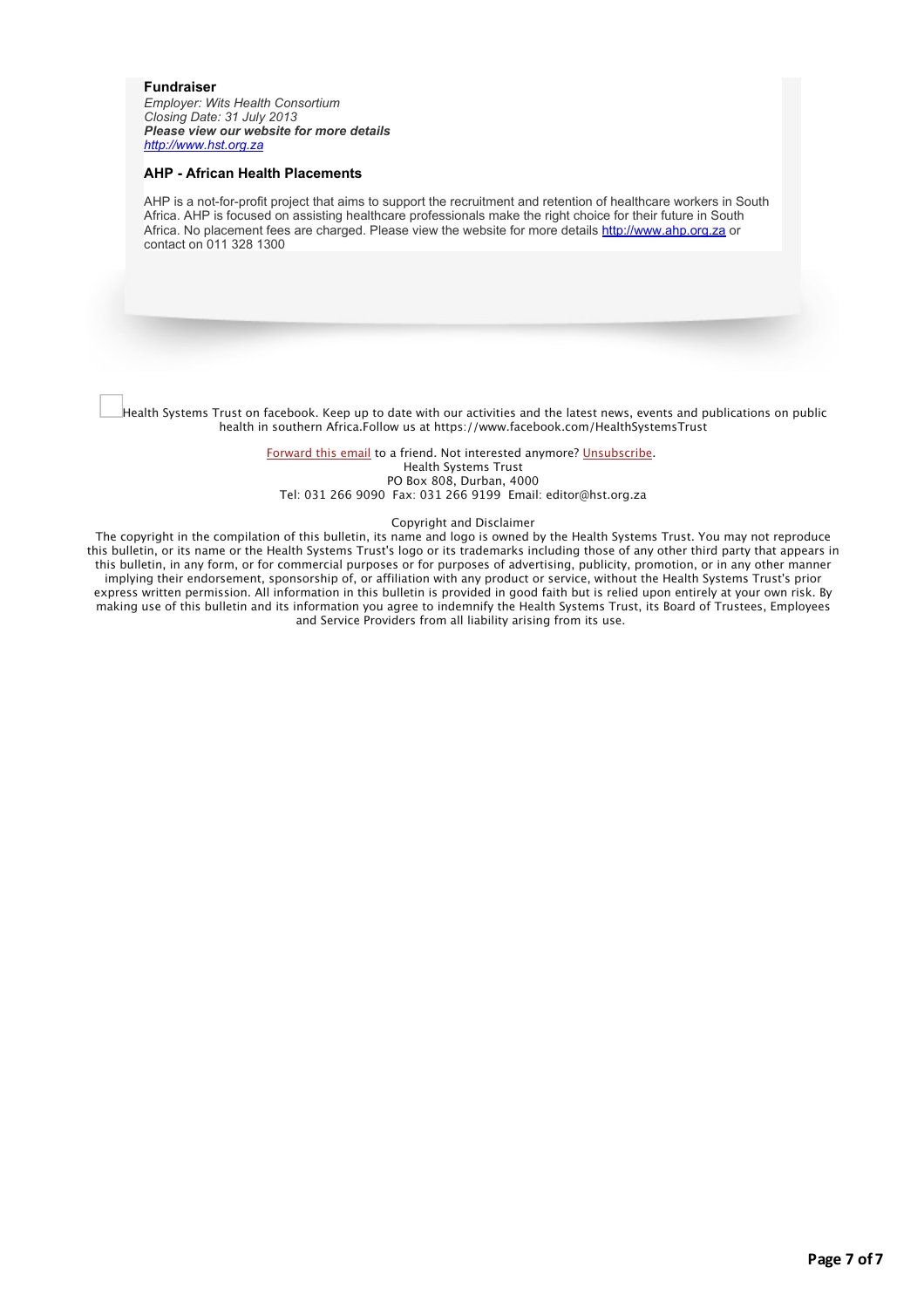**Fundraiser**
*Employer: Wits Health Consortium*
*Closing Date: 31 July 2013*
***Please view our website for more details***
*http://www.hst.org.za*

**AHP - African Health Placements**

AHP is a not-for-profit project that aims to support the recruitment and retention of healthcare workers in South Africa. AHP is focused on assisting healthcare professionals make the right choice for their future in South Africa. No placement fees are charged. Please view the website for more details http://www.ahp.org.za or contact on 011 328 1300

Health Systems Trust on facebook. Keep up to date with our activities and the latest news, events and publications on public health in southern Africa.Follow us at https://www.facebook.com/HealthSystemsTrust

Forward this email to a friend. Not interested anymore? Unsubscribe.
Health Systems Trust
PO Box 808, Durban, 4000
Tel: 031 266 9090 Fax: 031 266 9199 Email: editor@hst.org.za

Copyright and Disclaimer
The copyright in the compilation of this bulletin, its name and logo is owned by the Health Systems Trust. You may not reproduce this bulletin, or its name or the Health Systems Trust's logo or its trademarks including those of any other third party that appears in this bulletin, in any form, or for commercial purposes or for purposes of advertising, publicity, promotion, or in any other manner implying their endorsement, sponsorship of, or affiliation with any product or service, without the Health Systems Trust's prior express written permission. All information in this bulletin is provided in good faith but is relied upon entirely at your own risk. By making use of this bulletin and its information you agree to indemnify the Health Systems Trust, its Board of Trustees, Employees and Service Providers from all liability arising from its use.